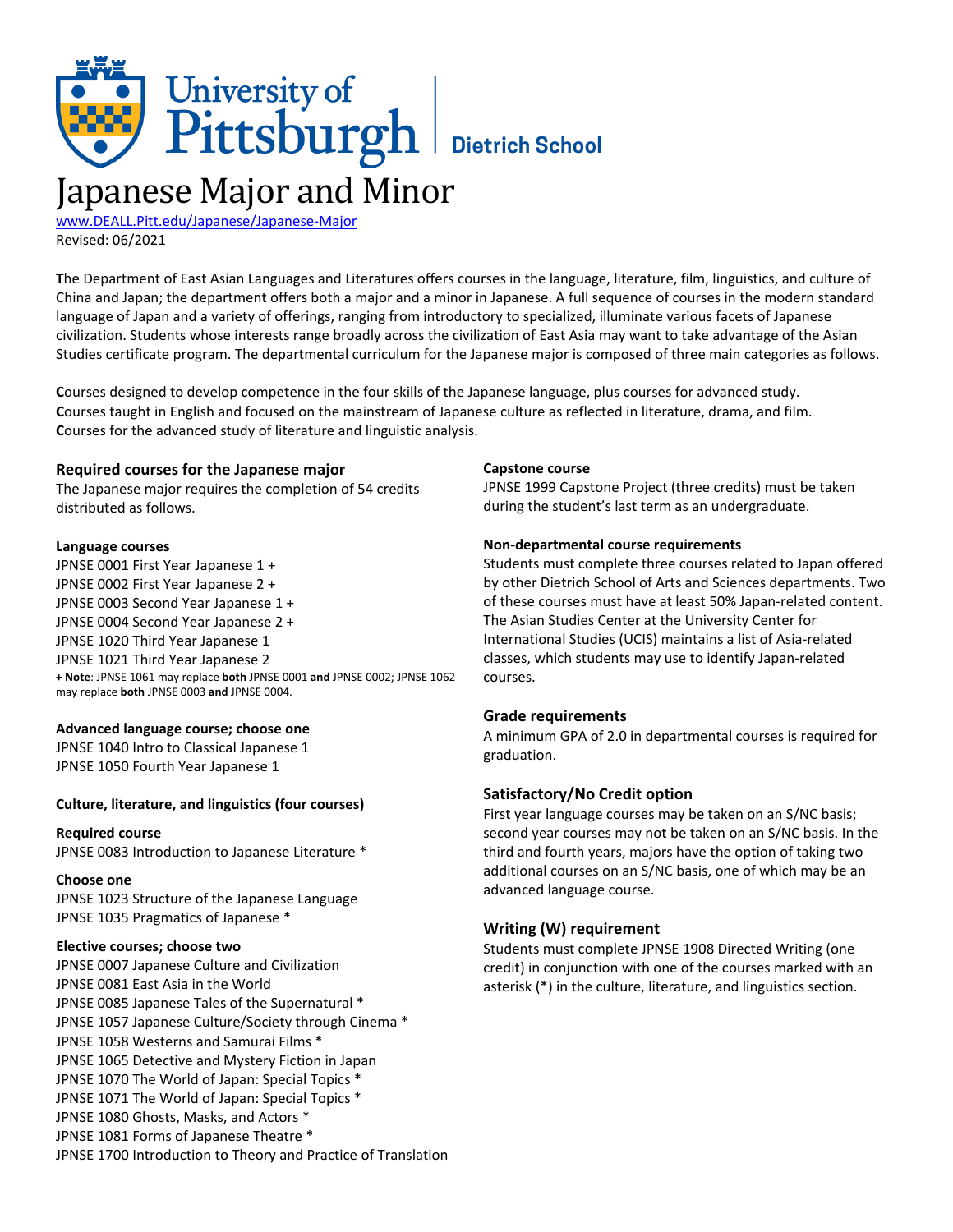University of Pittsburgh | Dietrich School

# Japanese Major and Minor

www.DEALL.Pitt.edu/Japanese/Japanese-Major
Revised: 06/2021

**T**he Department of East Asian Languages and Literatures offers courses in the language, literature, film, linguistics, and culture of China and Japan; the department offers both a major and a minor in Japanese. A full sequence of courses in the modern standard language of Japan and a variety of offerings, ranging from introductory to specialized, illuminate various facets of Japanese civilization. Students whose interests range broadly across the civilization of East Asia may want to take advantage of the Asian Studies certificate program. The departmental curriculum for the Japanese major is composed of three main categories as follows.

**C**ourses designed to develop competence in the four skills of the Japanese language, plus courses for advanced study.
**C**ourses taught in English and focused on the mainstream of Japanese culture as reflected in literature, drama, and film.
**C**ourses for the advanced study of literature and linguistic analysis.

## Required courses for the Japanese major

The Japanese major requires the completion of 54 credits distributed as follows.

### Language courses

JPNSE 0001 First Year Japanese 1 +
JPNSE 0002 First Year Japanese 2 +
JPNSE 0003 Second Year Japanese 1 +
JPNSE 0004 Second Year Japanese 2 +
JPNSE 1020 Third Year Japanese 1
JPNSE 1021 Third Year Japanese 2

**+ Note**: JPNSE 1061 may replace **both** JPNSE 0001 **and** JPNSE 0002; JPNSE 1062 may replace **both** JPNSE 0003 **and** JPNSE 0004.

### Advanced language course; choose one

JPNSE 1040 Intro to Classical Japanese 1
JPNSE 1050 Fourth Year Japanese 1

### Culture, literature, and linguistics (four courses)

**Required course**
JPNSE 0083 Introduction to Japanese Literature *

**Choose one**
JPNSE 1023 Structure of the Japanese Language
JPNSE 1035 Pragmatics of Japanese *

**Elective courses; choose two**
JPNSE 0007 Japanese Culture and Civilization
JPNSE 0081 East Asia in the World
JPNSE 0085 Japanese Tales of the Supernatural *
JPNSE 1057 Japanese Culture/Society through Cinema *
JPNSE 1058 Westerns and Samurai Films *
JPNSE 1065 Detective and Mystery Fiction in Japan
JPNSE 1070 The World of Japan: Special Topics *
JPNSE 1071 The World of Japan: Special Topics *
JPNSE 1080 Ghosts, Masks, and Actors *
JPNSE 1081 Forms of Japanese Theatre *
JPNSE 1700 Introduction to Theory and Practice of Translation

### Capstone course

JPNSE 1999 Capstone Project (three credits) must be taken during the student's last term as an undergraduate.

### Non-departmental course requirements

Students must complete three courses related to Japan offered by other Dietrich School of Arts and Sciences departments. Two of these courses must have at least 50% Japan-related content. The Asian Studies Center at the University Center for International Studies (UCIS) maintains a list of Asia-related classes, which students may use to identify Japan-related courses.

## Grade requirements

A minimum GPA of 2.0 in departmental courses is required for graduation.

## Satisfactory/No Credit option

First year language courses may be taken on an S/NC basis; second year courses may not be taken on an S/NC basis. In the third and fourth years, majors have the option of taking two additional courses on an S/NC basis, one of which may be an advanced language course.

## Writing (W) requirement

Students must complete JPNSE 1908 Directed Writing (one credit) in conjunction with one of the courses marked with an asterisk (*) in the culture, literature, and linguistics section.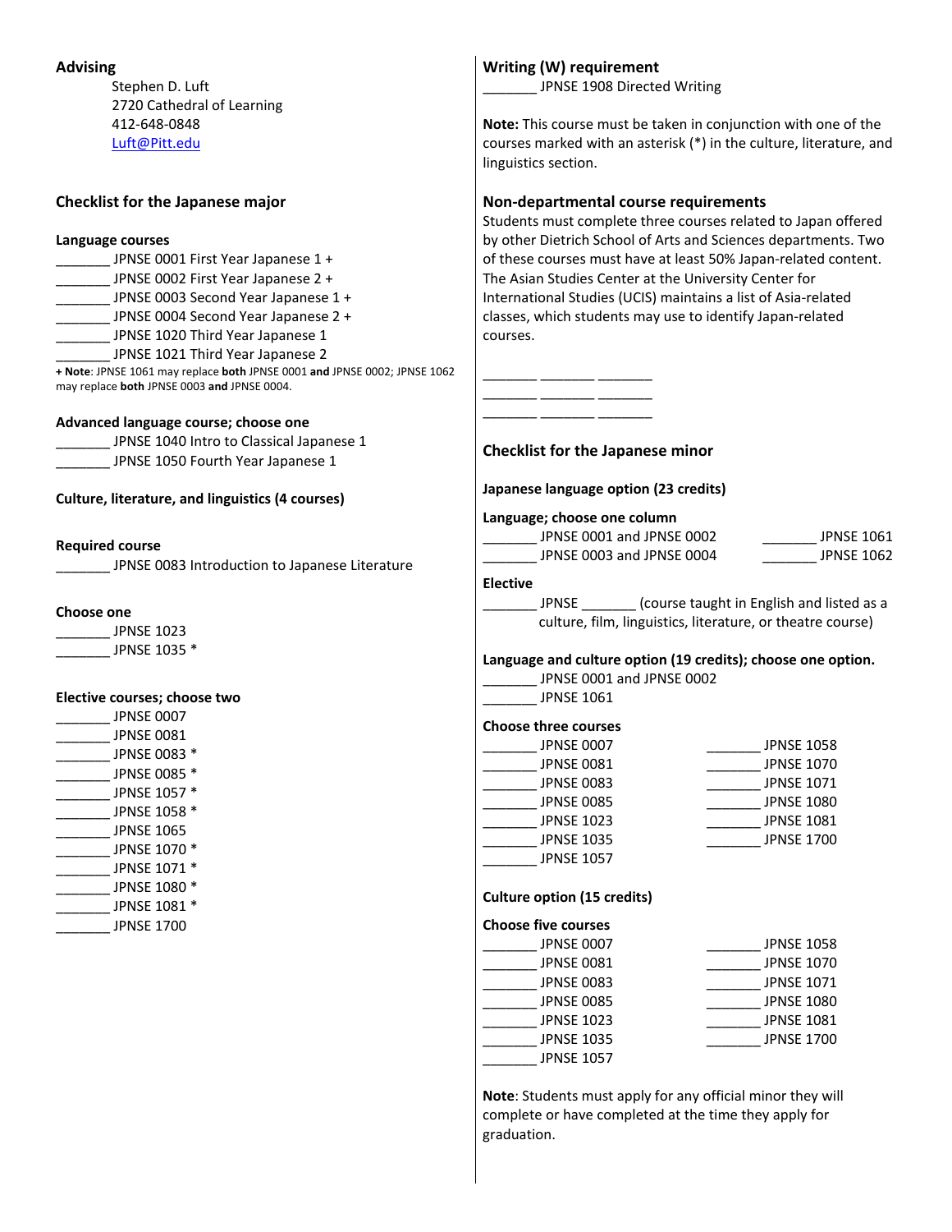## Advising

Stephen D. Luft
2720 Cathedral of Learning
412-648-0848
Luft@Pitt.edu

## Checklist for the Japanese major

**Language courses**

_______ JPNSE 0001 First Year Japanese 1 +
_______ JPNSE 0002 First Year Japanese 2 +
_______ JPNSE 0003 Second Year Japanese 1 +
_______ JPNSE 0004 Second Year Japanese 2 +
_______ JPNSE 1020 Third Year Japanese 1
_______ JPNSE 1021 Third Year Japanese 2

**+ Note**: JPNSE 1061 may replace **both** JPNSE 0001 **and** JPNSE 0002; JPNSE 1062 may replace **both** JPNSE 0003 **and** JPNSE 0004.

**Advanced language course; choose one**

_______ JPNSE 1040 Intro to Classical Japanese 1
_______ JPNSE 1050 Fourth Year Japanese 1

**Culture, literature, and linguistics (4 courses)**

**Required course**

_______ JPNSE 0083 Introduction to Japanese Literature

**Choose one**

_______ JPNSE 1023
_______ JPNSE 1035 *

**Elective courses; choose two**

_______ JPNSE 0007
_______ JPNSE 0081
_______ JPNSE 0083 *
_______ JPNSE 0085 *
_______ JPNSE 1057 *
_______ JPNSE 1058 *
_______ JPNSE 1065
_______ JPNSE 1070 *
_______ JPNSE 1071 *
_______ JPNSE 1080 *
_______ JPNSE 1081 *
_______ JPNSE 1700

**Writing (W) requirement**

_______ JPNSE 1908 Directed Writing

**Note:** This course must be taken in conjunction with one of the courses marked with an asterisk (*) in the culture, literature, and linguistics section.

**Non-departmental course requirements**

Students must complete three courses related to Japan offered by other Dietrich School of Arts and Sciences departments. Two of these courses must have at least 50% Japan-related content. The Asian Studies Center at the University Center for International Studies (UCIS) maintains a list of Asia-related classes, which students may use to identify Japan-related courses.

_______ _______ _______
_______ _______ _______
_______ _______ _______

## Checklist for the Japanese minor

**Japanese language option (23 credits)**

**Language; choose one column**

_______ JPNSE 0001 and JPNSE 0002 _______ JPNSE 1061
_______ JPNSE 0003 and JPNSE 0004 _______ JPNSE 1062

**Elective**

_______ JPNSE _______ (course taught in English and listed as a culture, film, linguistics, literature, or theatre course)

**Language and culture option (19 credits); choose one option.**

_______ JPNSE 0001 and JPNSE 0002
_______ JPNSE 1061

**Choose three courses**

_______ JPNSE 0007
_______ JPNSE 0081
_______ JPNSE 0083
_______ JPNSE 0085
_______ JPNSE 1023
_______ JPNSE 1035
_______ JPNSE 1057
_______ JPNSE 1058
_______ JPNSE 1070
_______ JPNSE 1071
_______ JPNSE 1080
_______ JPNSE 1081
_______ JPNSE 1700

**Culture option (15 credits)**

**Choose five courses**

_______ JPNSE 0007
_______ JPNSE 0081
_______ JPNSE 0083
_______ JPNSE 0085
_______ JPNSE 1023
_______ JPNSE 1035
_______ JPNSE 1057
_______ JPNSE 1058
_______ JPNSE 1070
_______ JPNSE 1071
_______ JPNSE 1080
_______ JPNSE 1081
_______ JPNSE 1700

**Note**: Students must apply for any official minor they will complete or have completed at the time they apply for graduation.